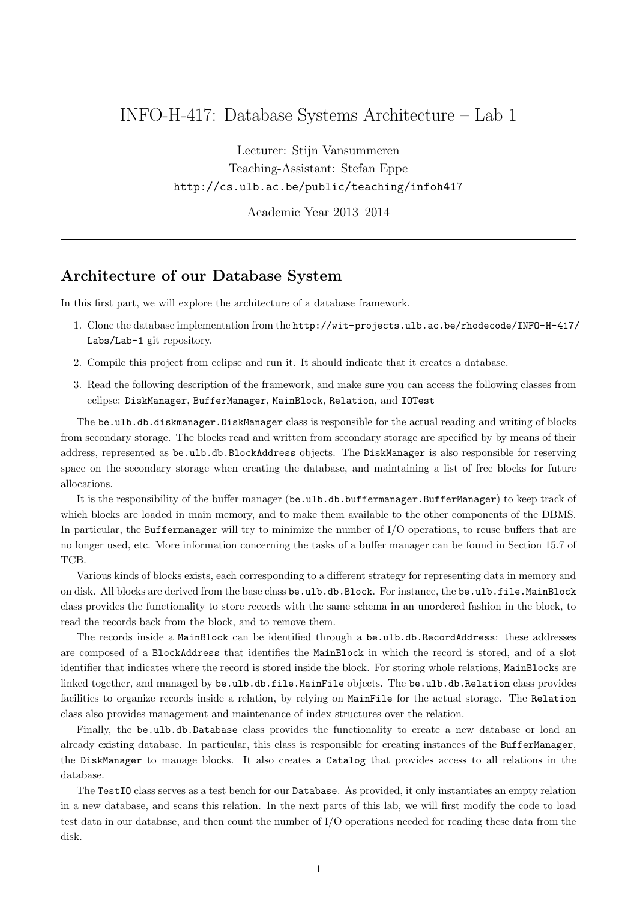# INFO-H-417: Database Systems Architecture – Lab 1

Lecturer: Stijn Vansummeren
Teaching-Assistant: Stefan Eppe
`http://cs.ulb.ac.be/public/teaching/infoh417`

Academic Year 2013–2014

---

## Architecture of our Database System

In this first part, we will explore the architecture of a database framework.

1. Clone the database implementation from the `http://wit-projects.ulb.ac.be/rhodecode/INFO-H-417/Labs/Lab-1` git repository.
2. Compile this project from eclipse and run it. It should indicate that it creates a database.
3. Read the following description of the framework, and make sure you can access the following classes from eclipse: `DiskManager`, `BufferManager`, `MainBlock`, `Relation`, and `IOTest`

The `be.ulb.db.diskmanager.DiskManager` class is responsible for the actual reading and writing of blocks from secondary storage. The blocks read and written from secondary storage are specified by by means of their address, represented as `be.ulb.db.BlockAddress` objects. The `DiskManager` is also responsible for reserving space on the secondary storage when creating the database, and maintaining a list of free blocks for future allocations.

It is the responsibility of the buffer manager (`be.ulb.db.buffermanager.BufferManager`) to keep track of which blocks are loaded in main memory, and to make them available to the other components of the DBMS. In particular, the `Buffermanager` will try to minimize the number of I/O operations, to reuse buffers that are no longer used, etc. More information concerning the tasks of a buffer manager can be found in Section 15.7 of TCB.

Various kinds of blocks exists, each corresponding to a different strategy for representing data in memory and on disk. All blocks are derived from the base class `be.ulb.db.Block`. For instance, the `be.ulb.file.MainBlock` class provides the functionality to store records with the same schema in an unordered fashion in the block, to read the records back from the block, and to remove them.

The records inside a `MainBlock` can be identified through a `be.ulb.db.RecordAddress`: these addresses are composed of a `BlockAddress` that identifies the `MainBlock` in which the record is stored, and of a slot identifier that indicates where the record is stored inside the block. For storing whole relations, `MainBlock`s are linked together, and managed by `be.ulb.db.file.MainFile` objects. The `be.ulb.db.Relation` class provides facilities to organize records inside a relation, by relying on `MainFile` for the actual storage. The `Relation` class also provides management and maintenance of index structures over the relation.

Finally, the `be.ulb.db.Database` class provides the functionality to create a new database or load an already existing database. In particular, this class is responsible for creating instances of the `BufferManager`, the `DiskManager` to manage blocks. It also creates a `Catalog` that provides access to all relations in the database.

The `TestIO` class serves as a test bench for our `Database`. As provided, it only instantiates an empty relation in a new database, and scans this relation. In the next parts of this lab, we will first modify the code to load test data in our database, and then count the number of I/O operations needed for reading these data from the disk.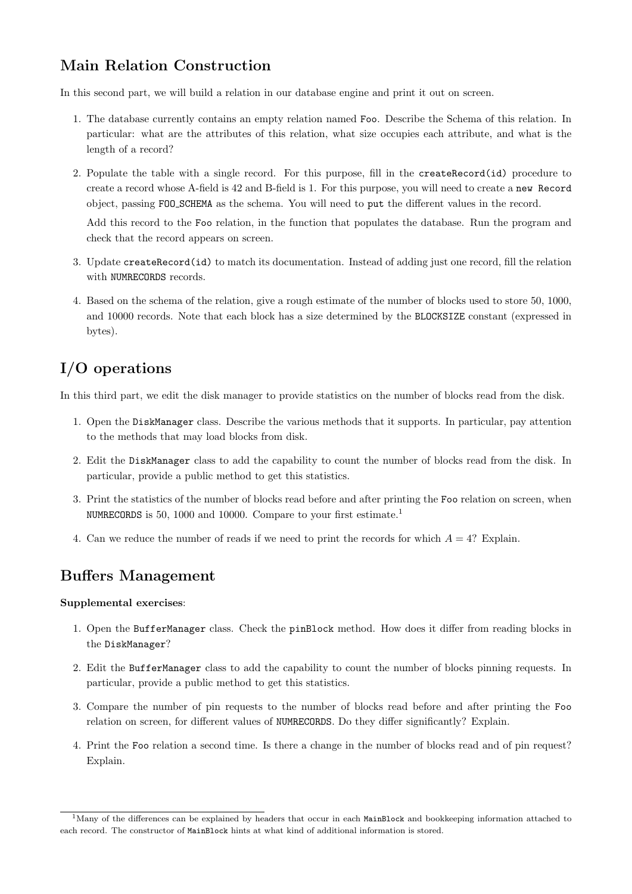## Main Relation Construction

In this second part, we will build a relation in our database engine and print it out on screen.

1. The database currently contains an empty relation named `Foo`. Describe the Schema of this relation. In particular: what are the attributes of this relation, what size occupies each attribute, and what is the length of a record?
2. Populate the table with a single record. For this purpose, fill in the `createRecord(id)` procedure to create a record whose A-field is 42 and B-field is 1. For this purpose, you will need to create a `new Record` object, passing `FOO_SCHEMA` as the schema. You will need to `put` the different values in the record.

   Add this record to the `Foo` relation, in the function that populates the database. Run the program and check that the record appears on screen.
3. Update `createRecord(id)` to match its documentation. Instead of adding just one record, fill the relation with `NUMRECORDS` records.
4. Based on the schema of the relation, give a rough estimate of the number of blocks used to store 50, 1000, and 10000 records. Note that each block has a size determined by the `BLOCKSIZE` constant (expressed in bytes).

## I/O operations

In this third part, we edit the disk manager to provide statistics on the number of blocks read from the disk.

1. Open the `DiskManager` class. Describe the various methods that it supports. In particular, pay attention to the methods that may load blocks from disk.
2. Edit the `DiskManager` class to add the capability to count the number of blocks read from the disk. In particular, provide a public method to get this statistics.
3. Print the statistics of the number of blocks read before and after printing the `Foo` relation on screen, when `NUMRECORDS` is 50, 1000 and 10000. Compare to your first estimate.[1]
4. Can we reduce the number of reads if we need to print the records for which $A = 4$? Explain.

## Buffers Management

**Supplemental exercises**:

1. Open the `BufferManager` class. Check the `pinBlock` method. How does it differ from reading blocks in the `DiskManager`?
2. Edit the `BufferManager` class to add the capability to count the number of blocks pinning requests. In particular, provide a public method to get this statistics.
3. Compare the number of pin requests to the number of blocks read before and after printing the `Foo` relation on screen, for different values of `NUMRECORDS`. Do they differ significantly? Explain.
4. Print the `Foo` relation a second time. Is there a change in the number of blocks read and of pin request? Explain.

[1] Many of the differences can be explained by headers that occur in each `MainBlock` and bookkeeping information attached to each record. The constructor of `MainBlock` hints at what kind of additional information is stored.